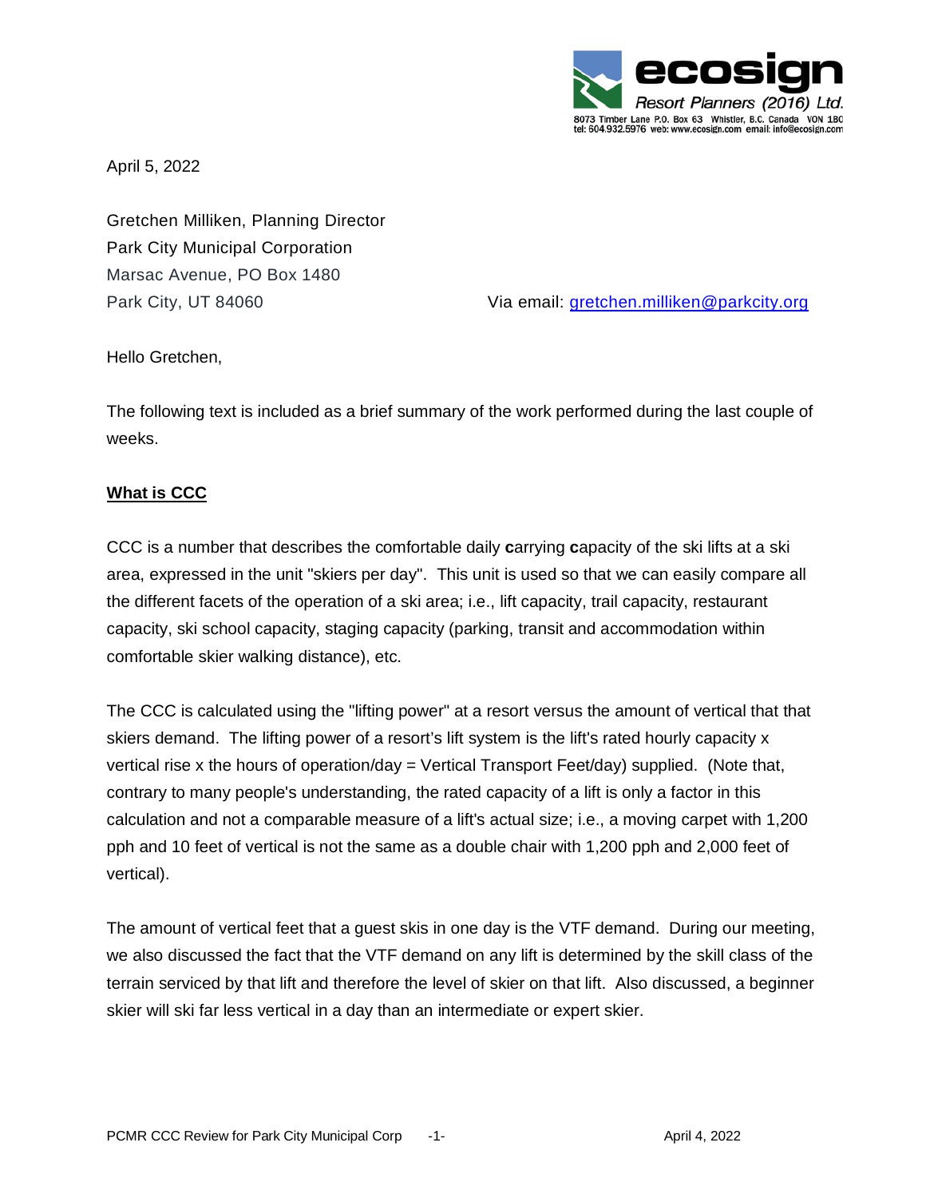ecosign
Resort Planners (2016) Ltd.
8073 Timber Lane P.O. Box 63 Whistler, B.C. Canada V0N 1B0
tel: 604.932.5976 web: www.ecosign.com email: info@ecosign.com

April 5, 2022

Gretchen Milliken, Planning Director
Park City Municipal Corporation
Marsac Avenue, PO Box 1480
Park City, UT 84060

Via email: gretchen.milliken@parkcity.org

Hello Gretchen,

The following text is included as a brief summary of the work performed during the last couple of weeks.

## What is CCC

CCC is a number that describes the comfortable daily **c**arrying **c**apacity of the ski lifts at a ski area, expressed in the unit "skiers per day". This unit is used so that we can easily compare all the different facets of the operation of a ski area; i.e., lift capacity, trail capacity, restaurant capacity, ski school capacity, staging capacity (parking, transit and accommodation within comfortable skier walking distance), etc.

The CCC is calculated using the "lifting power" at a resort versus the amount of vertical that that skiers demand. The lifting power of a resort's lift system is the lift's rated hourly capacity x vertical rise x the hours of operation/day = Vertical Transport Feet/day) supplied. (Note that, contrary to many people's understanding, the rated capacity of a lift is only a factor in this calculation and not a comparable measure of a lift's actual size; i.e., a moving carpet with 1,200 pph and 10 feet of vertical is not the same as a double chair with 1,200 pph and 2,000 feet of vertical).

The amount of vertical feet that a guest skis in one day is the VTF demand. During our meeting, we also discussed the fact that the VTF demand on any lift is determined by the skill class of the terrain serviced by that lift and therefore the level of skier on that lift. Also discussed, a beginner skier will ski far less vertical in a day than an intermediate or expert skier.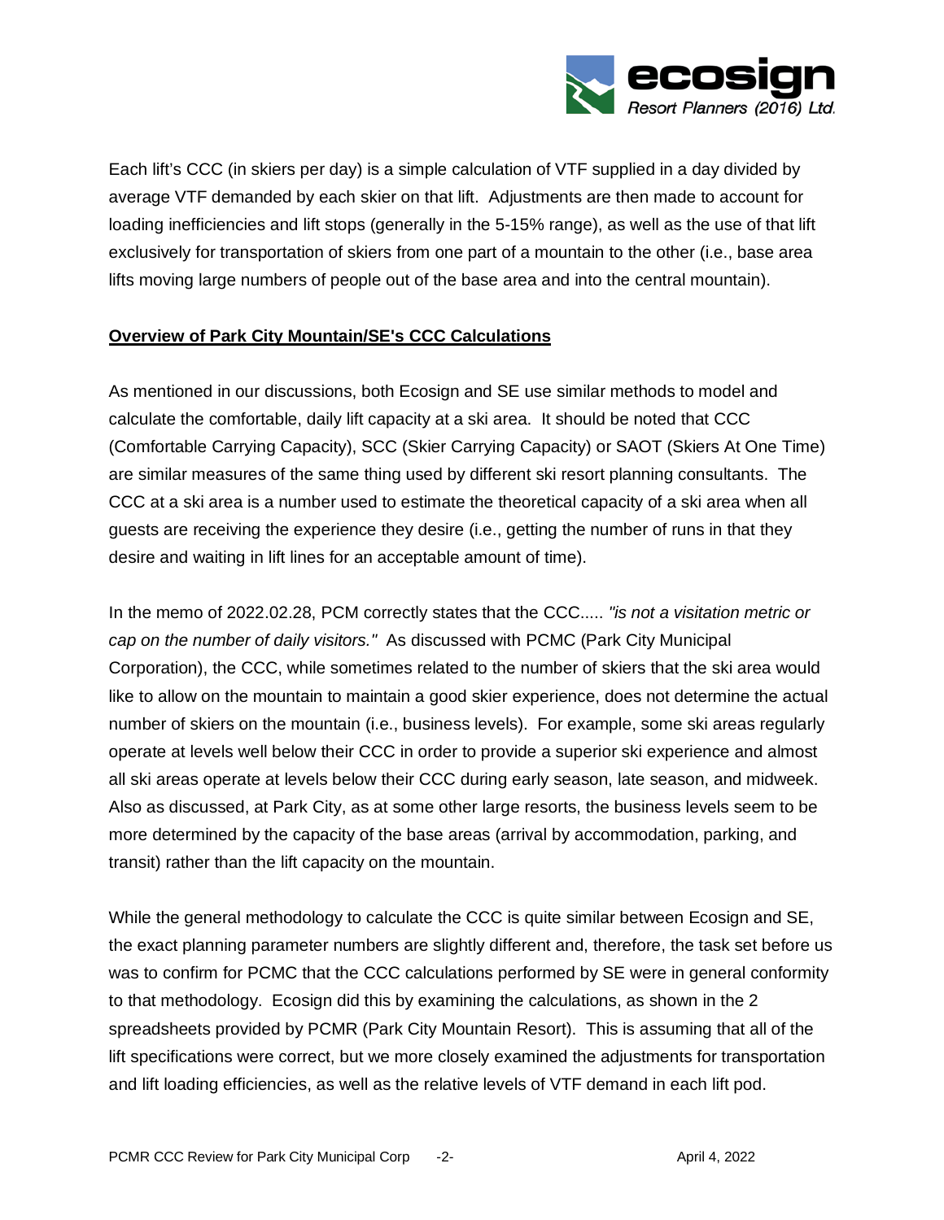Each lift's CCC (in skiers per day) is a simple calculation of VTF supplied in a day divided by average VTF demanded by each skier on that lift. Adjustments are then made to account for loading inefficiencies and lift stops (generally in the 5-15% range), as well as the use of that lift exclusively for transportation of skiers from one part of a mountain to the other (i.e., base area lifts moving large numbers of people out of the base area and into the central mountain).

**Overview of Park City Mountain/SE's CCC Calculations**

As mentioned in our discussions, both Ecosign and SE use similar methods to model and calculate the comfortable, daily lift capacity at a ski area. It should be noted that CCC (Comfortable Carrying Capacity), SCC (Skier Carrying Capacity) or SAOT (Skiers At One Time) are similar measures of the same thing used by different ski resort planning consultants. The CCC at a ski area is a number used to estimate the theoretical capacity of a ski area when all guests are receiving the experience they desire (i.e., getting the number of runs in that they desire and waiting in lift lines for an acceptable amount of time).

In the memo of 2022.02.28, PCM correctly states that the CCC..... *"is not a visitation metric or cap on the number of daily visitors."* As discussed with PCMC (Park City Municipal Corporation), the CCC, while sometimes related to the number of skiers that the ski area would like to allow on the mountain to maintain a good skier experience, does not determine the actual number of skiers on the mountain (i.e., business levels). For example, some ski areas regularly operate at levels well below their CCC in order to provide a superior ski experience and almost all ski areas operate at levels below their CCC during early season, late season, and midweek. Also as discussed, at Park City, as at some other large resorts, the business levels seem to be more determined by the capacity of the base areas (arrival by accommodation, parking, and transit) rather than the lift capacity on the mountain.

While the general methodology to calculate the CCC is quite similar between Ecosign and SE, the exact planning parameter numbers are slightly different and, therefore, the task set before us was to confirm for PCMC that the CCC calculations performed by SE were in general conformity to that methodology. Ecosign did this by examining the calculations, as shown in the 2 spreadsheets provided by PCMR (Park City Mountain Resort). This is assuming that all of the lift specifications were correct, but we more closely examined the adjustments for transportation and lift loading efficiencies, as well as the relative levels of VTF demand in each lift pod.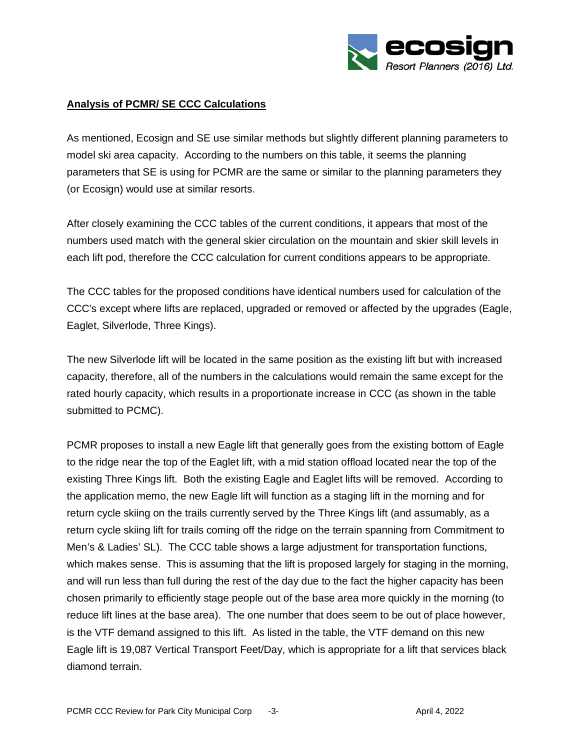**Analysis of PCMR/ SE CCC Calculations**

As mentioned, Ecosign and SE use similar methods but slightly different planning parameters to model ski area capacity. According to the numbers on this table, it seems the planning parameters that SE is using for PCMR are the same or similar to the planning parameters they (or Ecosign) would use at similar resorts.

After closely examining the CCC tables of the current conditions, it appears that most of the numbers used match with the general skier circulation on the mountain and skier skill levels in each lift pod, therefore the CCC calculation for current conditions appears to be appropriate.

The CCC tables for the proposed conditions have identical numbers used for calculation of the CCC's except where lifts are replaced, upgraded or removed or affected by the upgrades (Eagle, Eaglet, Silverlode, Three Kings).

The new Silverlode lift will be located in the same position as the existing lift but with increased capacity, therefore, all of the numbers in the calculations would remain the same except for the rated hourly capacity, which results in a proportionate increase in CCC (as shown in the table submitted to PCMC).

PCMR proposes to install a new Eagle lift that generally goes from the existing bottom of Eagle to the ridge near the top of the Eaglet lift, with a mid station offload located near the top of the existing Three Kings lift. Both the existing Eagle and Eaglet lifts will be removed. According to the application memo, the new Eagle lift will function as a staging lift in the morning and for return cycle skiing on the trails currently served by the Three Kings lift (and assumably, as a return cycle skiing lift for trails coming off the ridge on the terrain spanning from Commitment to Men's & Ladies' SL). The CCC table shows a large adjustment for transportation functions, which makes sense. This is assuming that the lift is proposed largely for staging in the morning, and will run less than full during the rest of the day due to the fact the higher capacity has been chosen primarily to efficiently stage people out of the base area more quickly in the morning (to reduce lift lines at the base area). The one number that does seem to be out of place however, is the VTF demand assigned to this lift. As listed in the table, the VTF demand on this new Eagle lift is 19,087 Vertical Transport Feet/Day, which is appropriate for a lift that services black diamond terrain.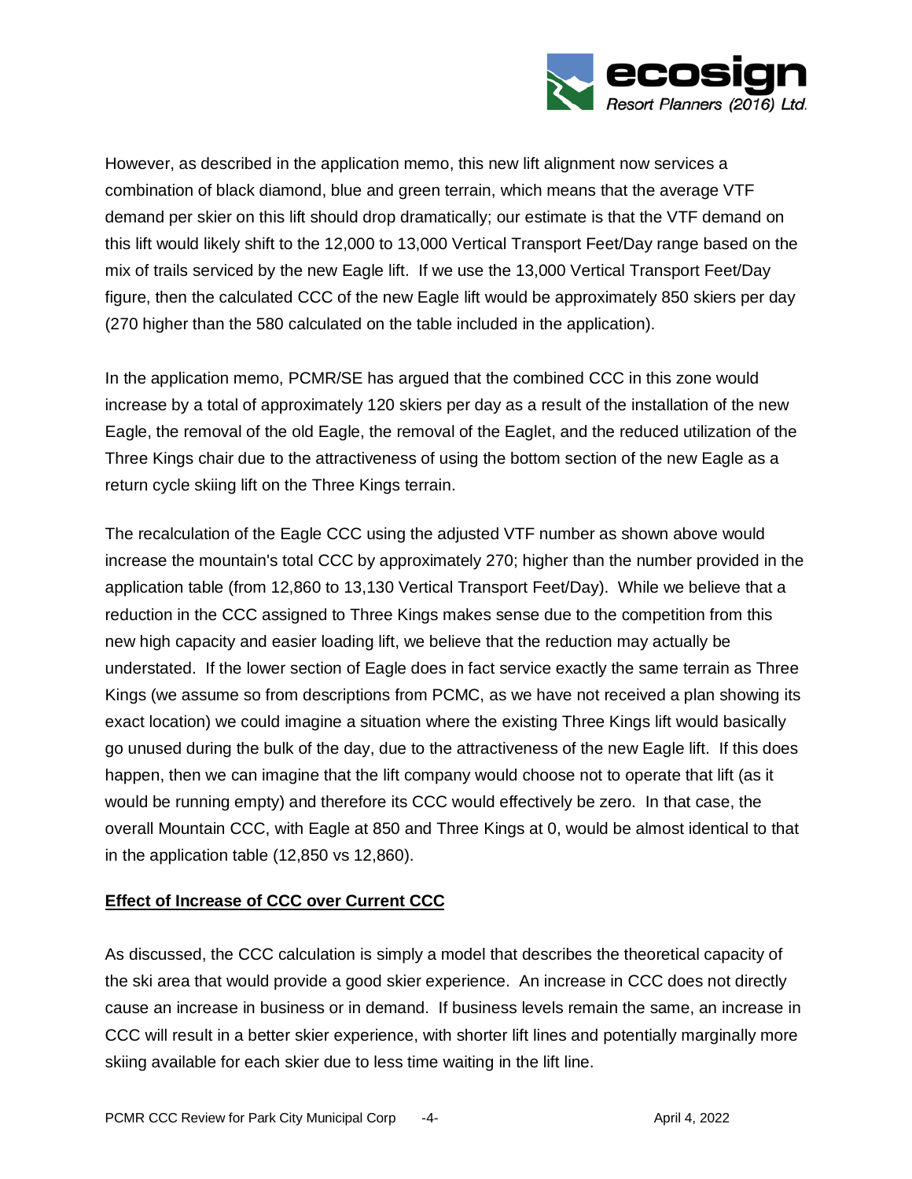However, as described in the application memo, this new lift alignment now services a combination of black diamond, blue and green terrain, which means that the average VTF demand per skier on this lift should drop dramatically; our estimate is that the VTF demand on this lift would likely shift to the 12,000 to 13,000 Vertical Transport Feet/Day range based on the mix of trails serviced by the new Eagle lift. If we use the 13,000 Vertical Transport Feet/Day figure, then the calculated CCC of the new Eagle lift would be approximately 850 skiers per day (270 higher than the 580 calculated on the table included in the application).

In the application memo, PCMR/SE has argued that the combined CCC in this zone would increase by a total of approximately 120 skiers per day as a result of the installation of the new Eagle, the removal of the old Eagle, the removal of the Eaglet, and the reduced utilization of the Three Kings chair due to the attractiveness of using the bottom section of the new Eagle as a return cycle skiing lift on the Three Kings terrain.

The recalculation of the Eagle CCC using the adjusted VTF number as shown above would increase the mountain's total CCC by approximately 270; higher than the number provided in the application table (from 12,860 to 13,130 Vertical Transport Feet/Day). While we believe that a reduction in the CCC assigned to Three Kings makes sense due to the competition from this new high capacity and easier loading lift, we believe that the reduction may actually be understated. If the lower section of Eagle does in fact service exactly the same terrain as Three Kings (we assume so from descriptions from PCMC, as we have not received a plan showing its exact location) we could imagine a situation where the existing Three Kings lift would basically go unused during the bulk of the day, due to the attractiveness of the new Eagle lift. If this does happen, then we can imagine that the lift company would choose not to operate that lift (as it would be running empty) and therefore its CCC would effectively be zero. In that case, the overall Mountain CCC, with Eagle at 850 and Three Kings at 0, would be almost identical to that in the application table (12,850 vs 12,860).

**Effect of Increase of CCC over Current CCC**

As discussed, the CCC calculation is simply a model that describes the theoretical capacity of the ski area that would provide a good skier experience. An increase in CCC does not directly cause an increase in business or in demand. If business levels remain the same, an increase in CCC will result in a better skier experience, with shorter lift lines and potentially marginally more skiing available for each skier due to less time waiting in the lift line.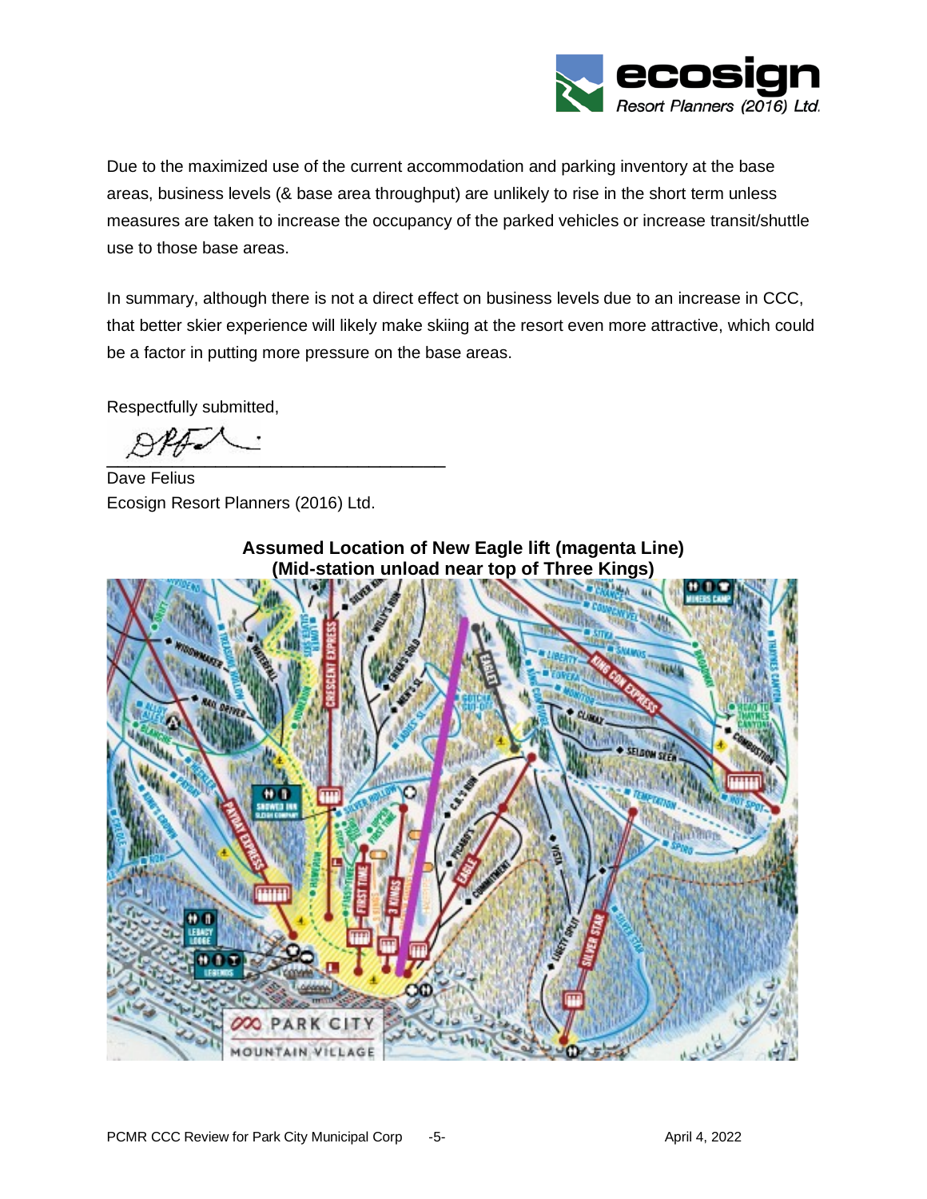Due to the maximized use of the current accommodation and parking inventory at the base areas, business levels (& base area throughput) are unlikely to rise in the short term unless measures are taken to increase the occupancy of the parked vehicles or increase transit/shuttle use to those base areas.

In summary, although there is not a direct effect on business levels due to an increase in CCC, that better skier experience will likely make skiing at the resort even more attractive, which could be a factor in putting more pressure on the base areas.

Respectfully submitted,

Dave Felius
Ecosign Resort Planners (2016) Ltd.

**Assumed Location of New Eagle lift (magenta Line)**
**(Mid-station unload near top of Three Kings)**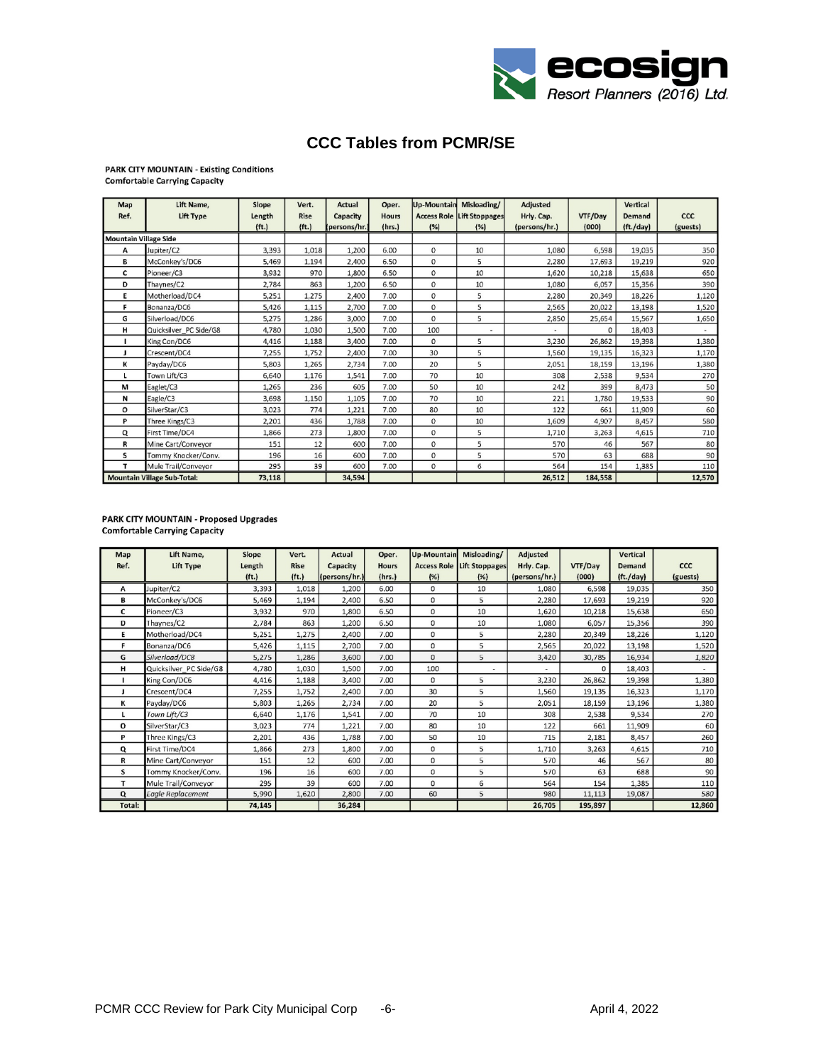# CCC Tables from PCMR/SE

**PARK CITY MOUNTAIN - Existing Conditions**
**Comfortable Carrying Capacity**

| Map Ref. | Lift Name, Lift Type | Slope Length (ft.) | Vert. Rise (ft.) | Actual Capacity (persons/hr.) | Oper. Hours (hrs.) | Up-Mountain Access Role (%) | Misloading/ Lift Stoppages (%) | Adjusted Hrly. Cap. (persons/hr.) | VTF/Day (000) | Vertical Demand (ft./day) | CCC (guests) |
|---|---|---|---|---|---|---|---|---|---|---|---|
| **Mountain Village Side** | | | | | | | | | | | |
| A | Jupiter/C2 | 3,393 | 1,018 | 1,200 | 6.00 | 0 | 10 | 1,080 | 6,598 | 19,035 | 350 |
| B | McConkey's/DC6 | 5,469 | 1,194 | 2,400 | 6.50 | 0 | 5 | 2,280 | 17,693 | 19,219 | 920 |
| C | Pioneer/C3 | 3,932 | 970 | 1,800 | 6.50 | 0 | 10 | 1,620 | 10,218 | 15,638 | 650 |
| D | Thaynes/C2 | 2,784 | 863 | 1,200 | 6.50 | 0 | 10 | 1,080 | 6,057 | 15,356 | 390 |
| E | Motherload/DC4 | 5,251 | 1,275 | 2,400 | 7.00 | 0 | 5 | 2,280 | 20,349 | 18,226 | 1,120 |
| F | Bonanza/DC6 | 5,426 | 1,115 | 2,700 | 7.00 | 0 | 5 | 2,565 | 20,022 | 13,198 | 1,520 |
| G | Silverload/DC6 | 5,275 | 1,286 | 3,000 | 7.00 | 0 | 5 | 2,850 | 25,654 | 15,567 | 1,650 |
| H | Quicksilver_PC Side/G8 | 4,780 | 1,030 | 1,500 | 7.00 | 100 | - | - | 0 | 18,403 | - |
| I | King Con/DC6 | 4,416 | 1,188 | 3,400 | 7.00 | 0 | 5 | 3,230 | 26,862 | 19,398 | 1,380 |
| J | Crescent/DC4 | 7,255 | 1,752 | 2,400 | 7.00 | 30 | 5 | 1,560 | 19,135 | 16,323 | 1,170 |
| K | Payday/DC6 | 5,803 | 1,265 | 2,734 | 7.00 | 20 | 5 | 2,051 | 18,159 | 13,196 | 1,380 |
| L | Town Lift/C3 | 6,640 | 1,176 | 1,541 | 7.00 | 70 | 10 | 308 | 2,538 | 9,534 | 270 |
| M | Eaglet/C3 | 1,265 | 236 | 605 | 7.00 | 50 | 10 | 242 | 399 | 8,473 | 50 |
| N | Eagle/C3 | 3,698 | 1,150 | 1,105 | 7.00 | 70 | 10 | 221 | 1,780 | 19,533 | 90 |
| O | SilverStar/C3 | 3,023 | 774 | 1,221 | 7.00 | 80 | 10 | 122 | 661 | 11,909 | 60 |
| P | Three Kings/C3 | 2,201 | 436 | 1,788 | 7.00 | 0 | 10 | 1,609 | 4,907 | 8,457 | 580 |
| Q | First Time/DC4 | 1,866 | 273 | 1,800 | 7.00 | 0 | 5 | 1,710 | 3,263 | 4,615 | 710 |
| R | Mine Cart/Conveyor | 151 | 12 | 600 | 7.00 | 0 | 5 | 570 | 46 | 567 | 80 |
| S | Tommy Knocker/Conv. | 196 | 16 | 600 | 7.00 | 0 | 5 | 570 | 63 | 688 | 90 |
| T | Mule Trail/Conveyor | 295 | 39 | 600 | 7.00 | 0 | 6 | 564 | 154 | 1,385 | 110 |
| **Mountain Village Sub-Total:** | | **73,118** | | **34,594** | | | | **26,512** | **184,558** | | **12,570** |

**PARK CITY MOUNTAIN - Proposed Upgrades**
**Comfortable Carrying Capacity**

| Map Ref. | Lift Name, Lift Type | Slope Length (ft.) | Vert. Rise (ft.) | Actual Capacity (persons/hr.) | Oper. Hours (hrs.) | Up-Mountain Access Role (%) | Misloading/ Lift Stoppages (%) | Adjusted Hrly. Cap. (persons/hr.) | VTF/Day (000) | Vertical Demand (ft./day) | CCC (guests) |
|---|---|---|---|---|---|---|---|---|---|---|---|
| A | Jupiter/C2 | 3,393 | 1,018 | 1,200 | 6.00 | 0 | 10 | 1,080 | 6,598 | 19,035 | 350 |
| B | McConkey's/DC6 | 5,469 | 1,194 | 2,400 | 6.50 | 0 | 5 | 2,280 | 17,693 | 19,219 | 920 |
| C | Pioneer/C3 | 3,932 | 970 | 1,800 | 6.50 | 0 | 10 | 1,620 | 10,218 | 15,638 | 650 |
| D | Thaynes/C2 | 2,784 | 863 | 1,200 | 6.50 | 0 | 10 | 1,080 | 6,057 | 15,356 | 390 |
| E | Motherload/DC4 | 5,251 | 1,275 | 2,400 | 7.00 | 0 | 5 | 2,280 | 20,349 | 18,226 | 1,120 |
| F | Bonanza/DC6 | 5,426 | 1,115 | 2,700 | 7.00 | 0 | 5 | 2,565 | 20,022 | 13,198 | 1,520 |
| G | *Silverload/DC8* | 5,275 | 1,286 | 3,600 | 7.00 | 0 | 5 | 3,420 | 30,785 | 16,934 | *1,820* |
| H | Quicksilver_PC Side/G8 | 4,780 | 1,030 | 1,500 | 7.00 | 100 | - | - | 0 | 18,403 | - |
| I | King Con/DC6 | 4,416 | 1,188 | 3,400 | 7.00 | 0 | 5 | 3,230 | 26,862 | 19,398 | 1,380 |
| J | Crescent/DC4 | 7,255 | 1,752 | 2,400 | 7.00 | 30 | 5 | 1,560 | 19,135 | 16,323 | 1,170 |
| K | Payday/DC6 | 5,803 | 1,265 | 2,734 | 7.00 | 20 | 5 | 2,051 | 18,159 | 13,196 | 1,380 |
| L | *Town Lift/C3* | 6,640 | 1,176 | 1,541 | 7.00 | 70 | 10 | 308 | 2,538 | 9,534 | 270 |
| O | SilverStar/C3 | 3,023 | 774 | 1,221 | 7.00 | 80 | 10 | 122 | 661 | 11,909 | 60 |
| P | Three Kings/C3 | 2,201 | 436 | 1,788 | 7.00 | 50 | 10 | 715 | 2,181 | 8,457 | 260 |
| Q | First Time/DC4 | 1,866 | 273 | 1,800 | 7.00 | 0 | 5 | 1,710 | 3,263 | 4,615 | 710 |
| R | Mine Cart/Conveyor | 151 | 12 | 600 | 7.00 | 0 | 5 | 570 | 46 | 567 | 80 |
| S | Tommy Knocker/Conv. | 196 | 16 | 600 | 7.00 | 0 | 5 | 570 | 63 | 688 | 90 |
| T | Mule Trail/Conveyor | 295 | 39 | 600 | 7.00 | 0 | 6 | 564 | 154 | 1,385 | 110 |
| Q | *Eagle Replacement* | 5,990 | 1,620 | 2,800 | 7.00 | 60 | 5 | 980 | 11,113 | 19,087 | 580 |
| **Total:** | | **74,145** | | **36,284** | | | | **26,705** | **195,897** | | **12,860** |

PCMR CCC Review for Park City Municipal Corp　　April 4, 2022